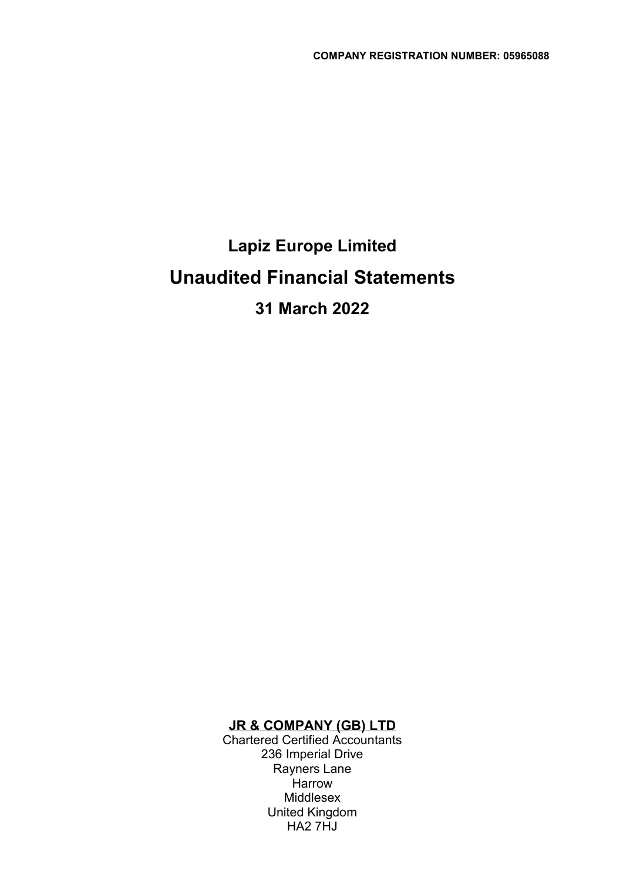**COMPANY REGISTRATION NUMBER: 05965088**

# Lapiz Europe Limited

# Unaudited Financial Statements

## 31 March 2022

**JR & COMPANY (GB) LTD**

Chartered Certified Accountants
236 Imperial Drive
Rayners Lane
Harrow
Middlesex
United Kingdom
HA2 7HJ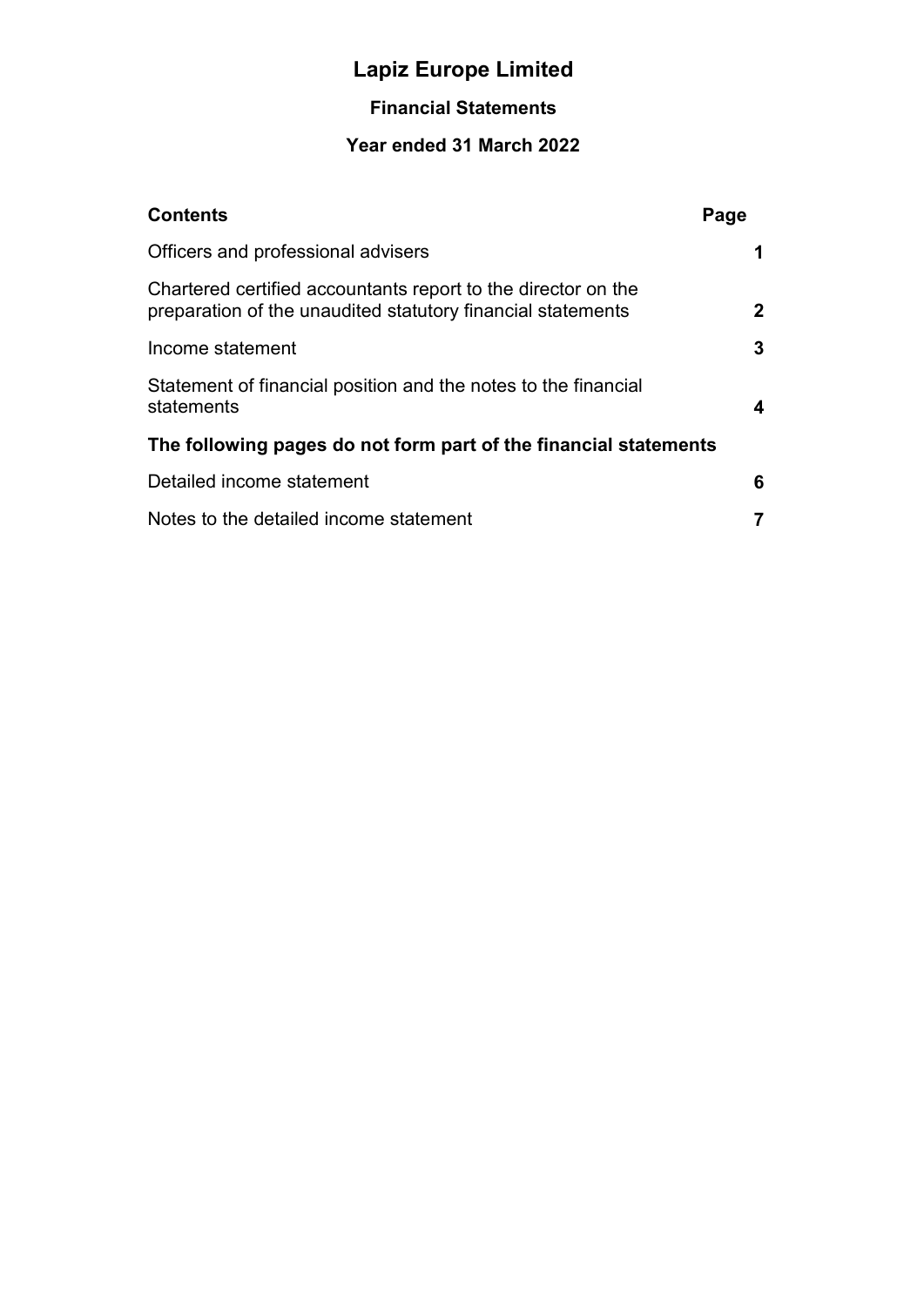# Lapiz Europe Limited

## Financial Statements

## Year ended 31 March 2022

| **Contents** | **Page** |
|---|---|
| Officers and professional advisers | **1** |
| Chartered certified accountants report to the director on the preparation of the unaudited statutory financial statements | **2** |
| Income statement | **3** |
| Statement of financial position and the notes to the financial statements | **4** |
| **The following pages do not form part of the financial statements** | |
| Detailed income statement | **6** |
| Notes to the detailed income statement | **7** |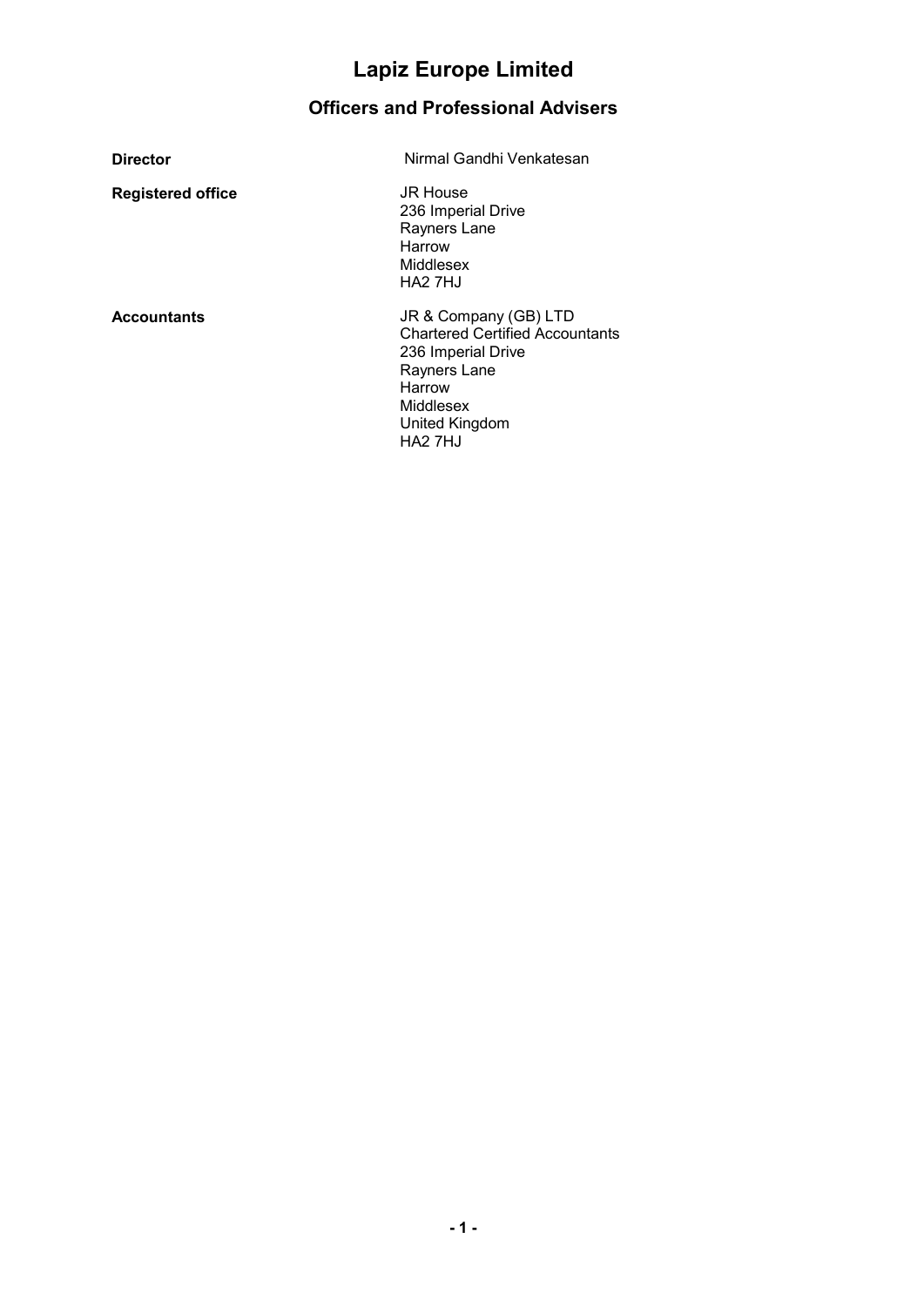# Lapiz Europe Limited

## Officers and Professional Advisers

**Director**
Nirmal Gandhi Venkatesan

**Registered office**
JR House
236 Imperial Drive
Rayners Lane
Harrow
Middlesex
HA2 7HJ

**Accountants**
JR & Company (GB) LTD
Chartered Certified Accountants
236 Imperial Drive
Rayners Lane
Harrow
Middlesex
United Kingdom
HA2 7HJ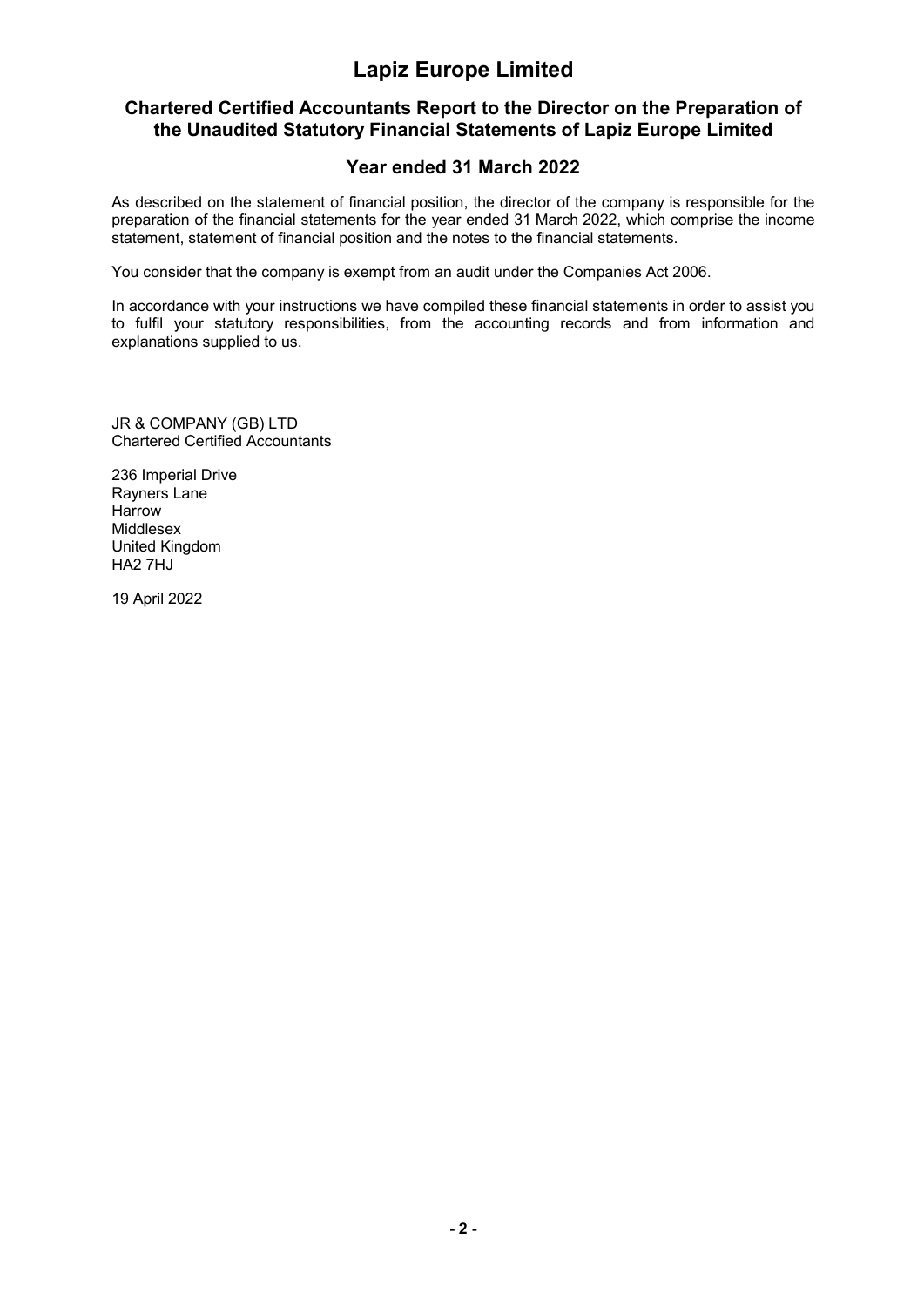# Lapiz Europe Limited

## Chartered Certified Accountants Report to the Director on the Preparation of the Unaudited Statutory Financial Statements of Lapiz Europe Limited

### Year ended 31 March 2022

As described on the statement of financial position, the director of the company is responsible for the preparation of the financial statements for the year ended 31 March 2022, which comprise the income statement, statement of financial position and the notes to the financial statements.

You consider that the company is exempt from an audit under the Companies Act 2006.

In accordance with your instructions we have compiled these financial statements in order to assist you to fulfil your statutory responsibilities, from the accounting records and from information and explanations supplied to us.

JR & COMPANY (GB) LTD
Chartered Certified Accountants

236 Imperial Drive
Rayners Lane
Harrow
Middlesex
United Kingdom
HA2 7HJ

19 April 2022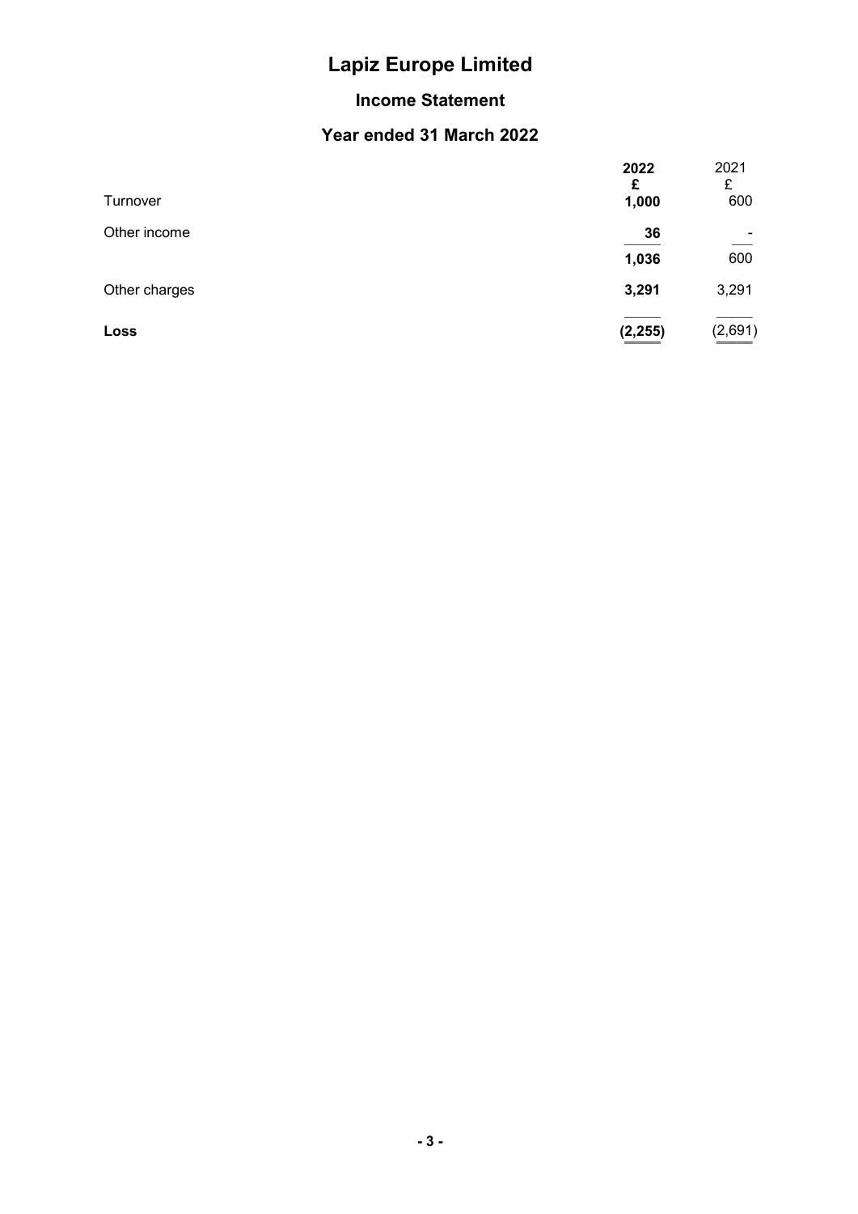# Lapiz Europe Limited

## Income Statement

## Year ended 31 March 2022

| | 2022 | 2021 |
|---|---|---|
| | £ | £ |
| Turnover | 1,000 | 600 |
| Other income | 36 | - |
| | 1,036 | 600 |
| Other charges | 3,291 | 3,291 |
| **Loss** | **(2,255)** | (2,691) |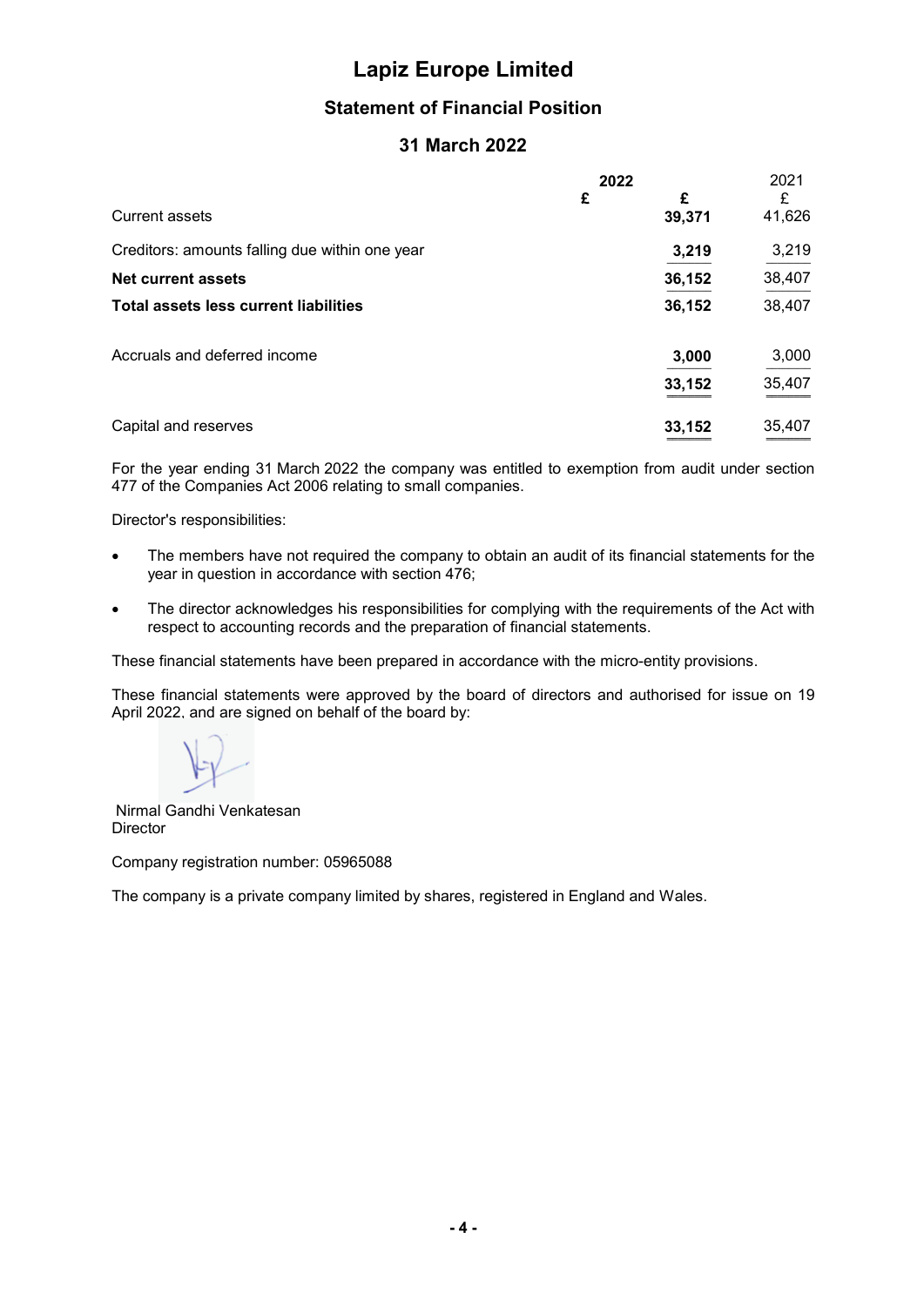# Lapiz Europe Limited

## Statement of Financial Position

## 31 March 2022

| | 2022 | | 2021 |
|---|---|---|---|
| | £ | £ | £ |
| Current assets | | **39,371** | 41,626 |
| Creditors: amounts falling due within one year | | **3,219** | 3,219 |
| **Net current assets** | | **36,152** | 38,407 |
| **Total assets less current liabilities** | | **36,152** | 38,407 |
| Accruals and deferred income | | **3,000** | 3,000 |
| | | **33,152** | 35,407 |
| Capital and reserves | | **33,152** | 35,407 |

For the year ending 31 March 2022 the company was entitled to exemption from audit under section 477 of the Companies Act 2006 relating to small companies.

Director's responsibilities:

- The members have not required the company to obtain an audit of its financial statements for the year in question in accordance with section 476;
- The director acknowledges his responsibilities for complying with the requirements of the Act with respect to accounting records and the preparation of financial statements.

These financial statements have been prepared in accordance with the micro-entity provisions.

These financial statements were approved by the board of directors and authorised for issue on 19 April 2022, and are signed on behalf of the board by:

Nirmal Gandhi Venkatesan
Director

Company registration number: 05965088

The company is a private company limited by shares, registered in England and Wales.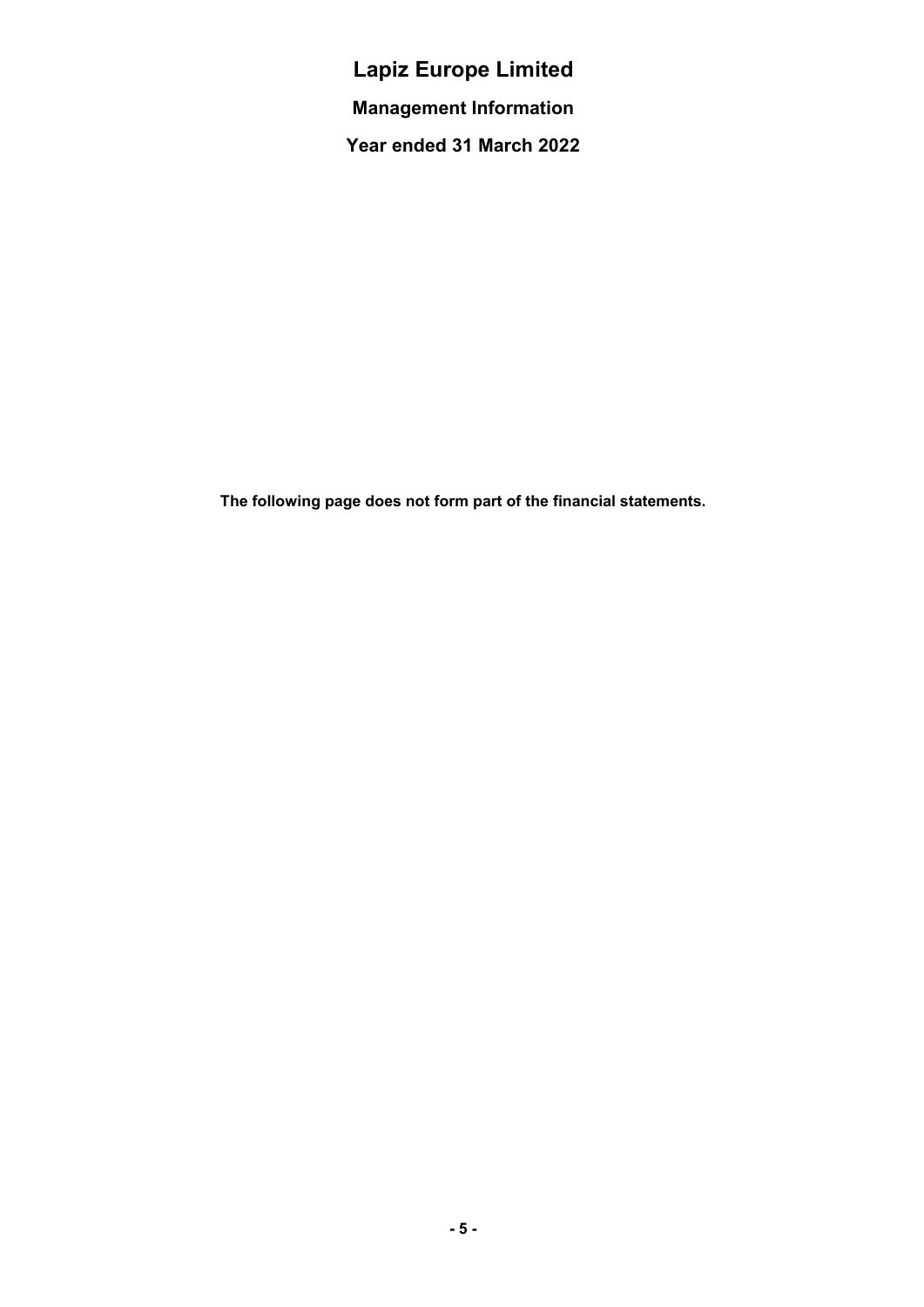# Lapiz Europe Limited

## Management Information

## Year ended 31 March 2022

**The following page does not form part of the financial statements.**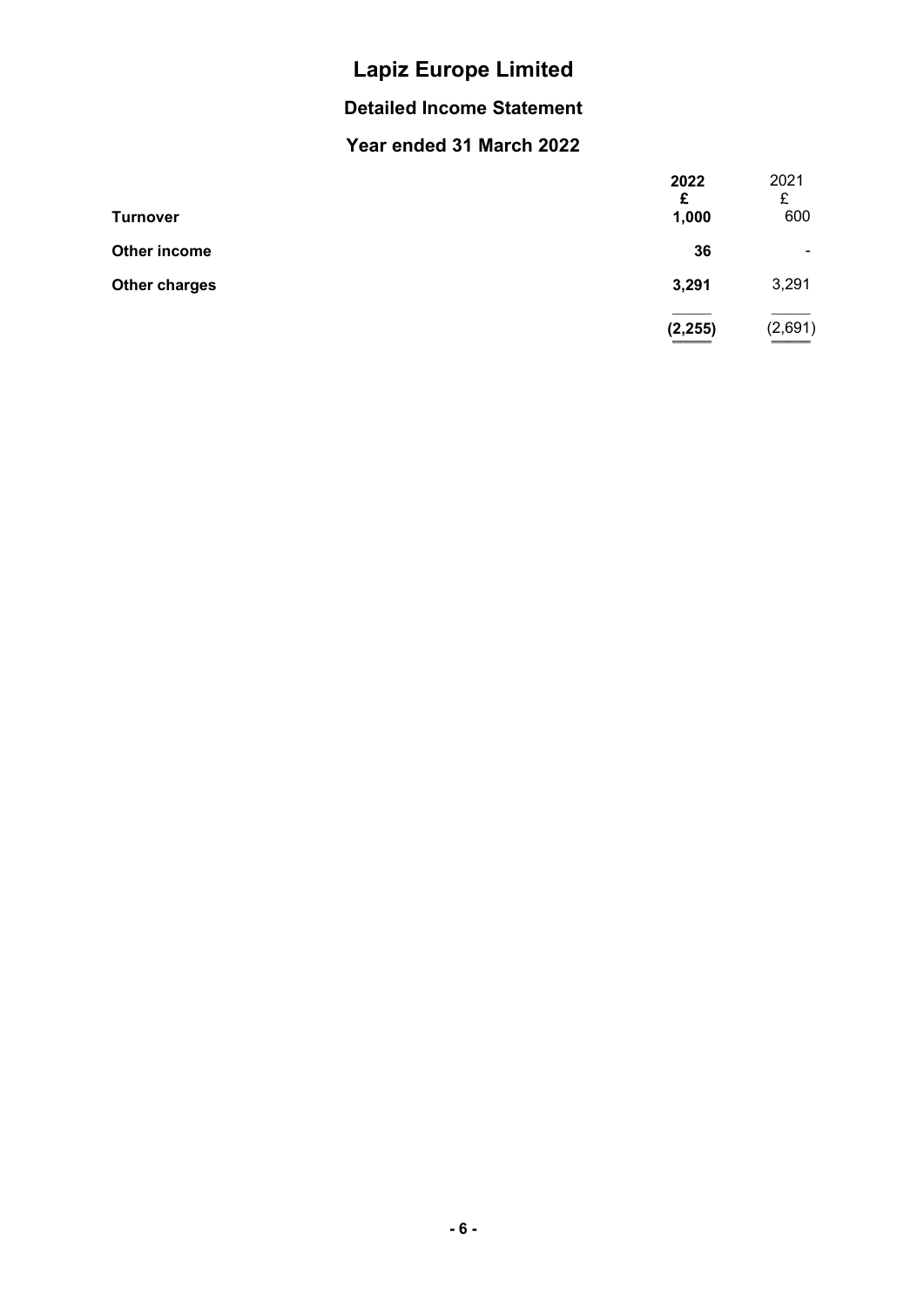# Lapiz Europe Limited

## Detailed Income Statement

## Year ended 31 March 2022

| | **2022** | 2021 |
|---|---|---|
| | **£** | £ |
| **Turnover** | **1,000** | 600 |
| **Other income** | **36** | - |
| **Other charges** | **3,291** | 3,291 |
| | **(2,255)** | (2,691) |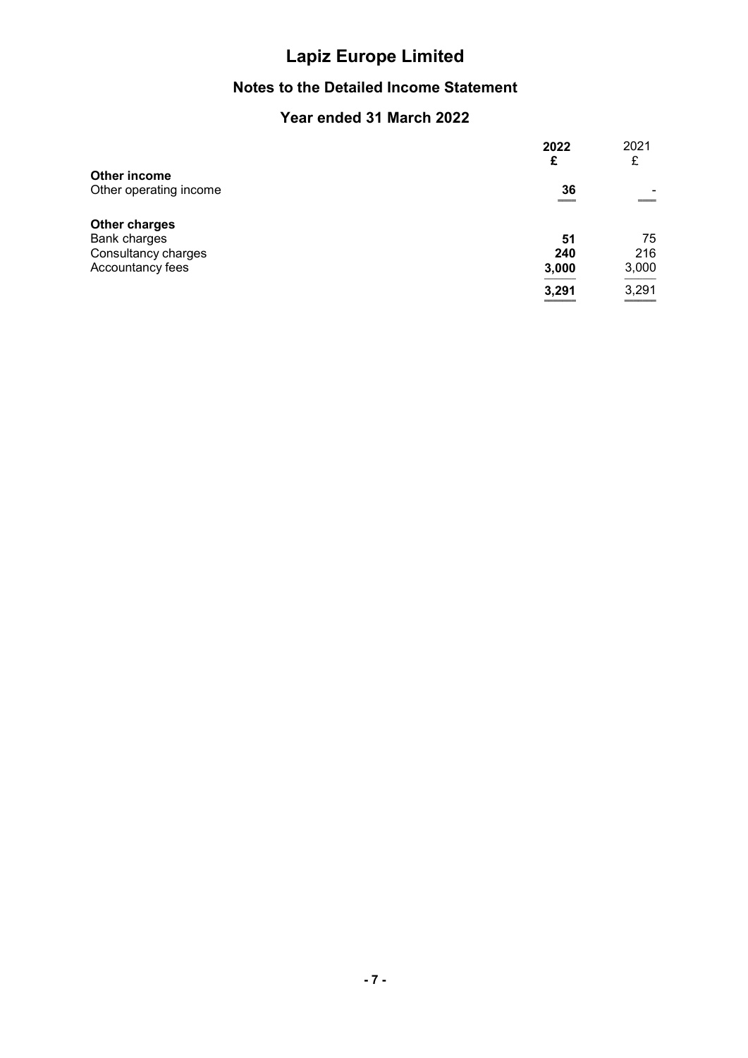# Lapiz Europe Limited

## Notes to the Detailed Income Statement

## Year ended 31 March 2022

| | 2022 | 2021 |
|---|---|---|
| | £ | £ |
| **Other income** | | |
| Other operating income | **36** | - |
| **Other charges** | | |
| Bank charges | **51** | 75 |
| Consultancy charges | **240** | 216 |
| Accountancy fees | **3,000** | 3,000 |
| | **3,291** | 3,291 |